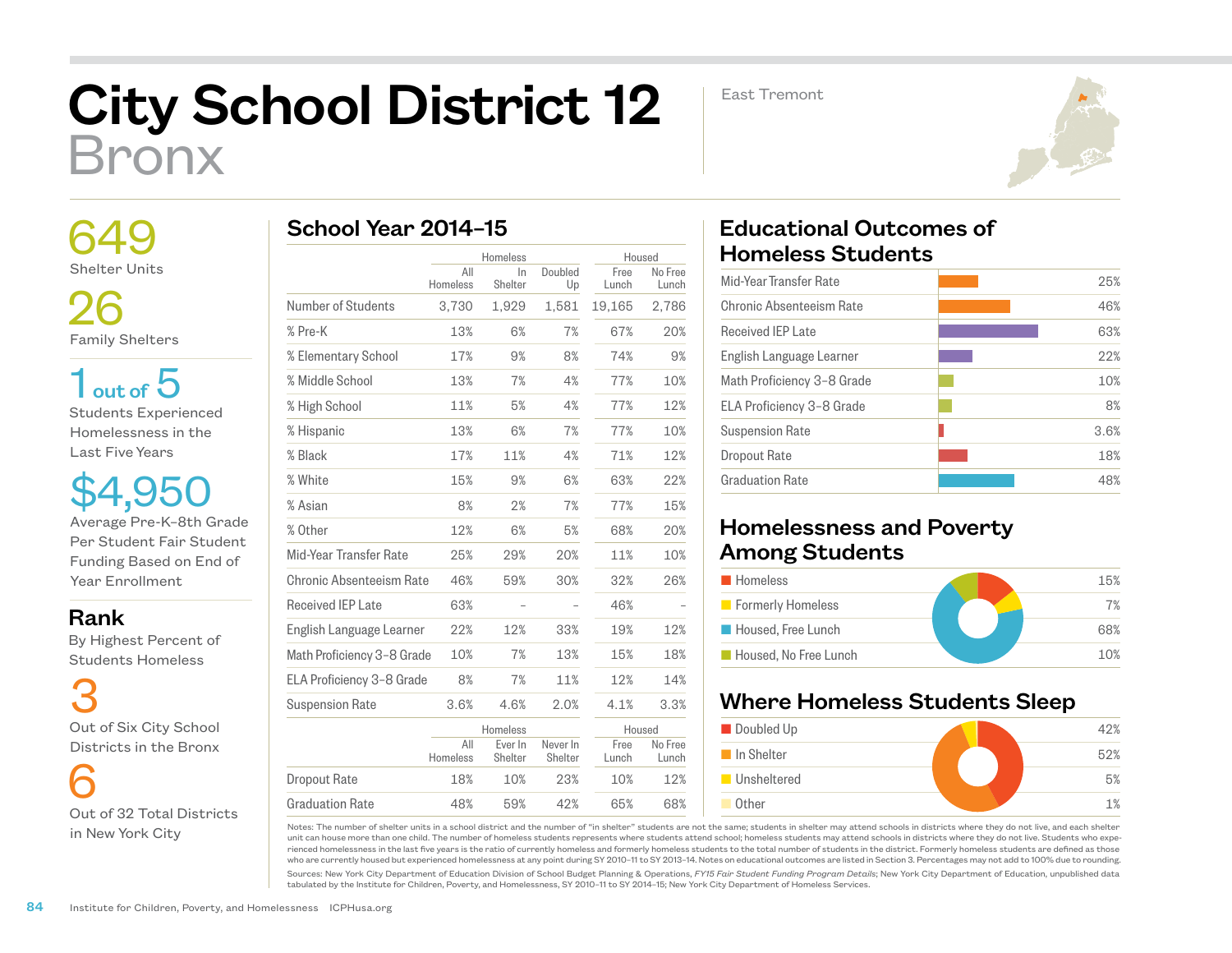# City School District 12
## Bronx

East Tremont

**649**
Shelter Units

**26**
Family Shelters

**1 out of 5**
Students Experienced Homelessness in the Last Five Years

**$4,950**
Average Pre-K–8th Grade Per Student Fair Student Funding Based on End of Year Enrollment

### Rank
By Highest Percent of Students Homeless

**3**
Out of Six City School Districts in the Bronx

**6**
Out of 32 Total Districts in New York City

## School Year 2014–15

| | Homeless | | | Housed | |
|---|---|---|---|---|---|
| | All Homeless | In Shelter | Doubled Up | Free Lunch | No Free Lunch |
| Number of Students | 3,730 | 1,929 | 1,581 | 19,165 | 2,786 |
| % Pre-K | 13% | 6% | 7% | 67% | 20% |
| % Elementary School | 17% | 9% | 8% | 74% | 9% |
| % Middle School | 13% | 7% | 4% | 77% | 10% |
| % High School | 11% | 5% | 4% | 77% | 12% |
| % Hispanic | 13% | 6% | 7% | 77% | 10% |
| % Black | 17% | 11% | 4% | 71% | 12% |
| % White | 15% | 9% | 6% | 63% | 22% |
| % Asian | 8% | 2% | 7% | 77% | 15% |
| % Other | 12% | 6% | 5% | 68% | 20% |
| Mid-Year Transfer Rate | 25% | 29% | 20% | 11% | 10% |
| Chronic Absenteeism Rate | 46% | 59% | 30% | 32% | 26% |
| Received IEP Late | 63% | – | – | 46% | – |
| English Language Learner | 22% | 12% | 33% | 19% | 12% |
| Math Proficiency 3–8 Grade | 10% | 7% | 13% | 15% | 18% |
| ELA Proficiency 3–8 Grade | 8% | 7% | 11% | 12% | 14% |
| Suspension Rate | 3.6% | 4.6% | 2.0% | 4.1% | 3.3% |

| | Homeless | | | Housed | |
|---|---|---|---|---|---|
| | All Homeless | Ever In Shelter | Never In Shelter | Free Lunch | No Free Lunch |
| Dropout Rate | 18% | 10% | 23% | 10% | 12% |
| Graduation Rate | 48% | 59% | 42% | 65% | 68% |

## Educational Outcomes of Homeless Students

| Outcome | Rate |
|---|---|
| Mid-Year Transfer Rate | 25% |
| Chronic Absenteeism Rate | 46% |
| Received IEP Late | 63% |
| English Language Learner | 22% |
| Math Proficiency 3–8 Grade | 10% |
| ELA Proficiency 3–8 Grade | 8% |
| Suspension Rate | 3.6% |
| Dropout Rate | 18% |
| Graduation Rate | 48% |

## Homelessness and Poverty Among Students

| Category | Percent |
|---|---|
| Homeless | 15% |
| Formerly Homeless | 7% |
| Housed, Free Lunch | 68% |
| Housed, No Free Lunch | 10% |

## Where Homeless Students Sleep

| Category | Percent |
|---|---|
| Doubled Up | 42% |
| In Shelter | 52% |
| Unsheltered | 5% |
| Other | 1% |

Notes: The number of shelter units in a school district and the number of "in shelter" students are not the same; students in shelter may attend schools in districts where they do not live, and each shelter unit can house more than one child. The number of homeless students represents where students attend school; homeless students may attend schools in districts where they do not live. Students who experienced homelessness in the last five years is the ratio of currently homeless and formerly homeless students to the total number of students in the district. Formerly homeless students are defined as those who are currently housed but experienced homelessness at any point during SY 2010–11 to SY 2013–14. Notes on educational outcomes are listed in Section 3. Percentages may not add to 100% due to rounding.

Sources: New York City Department of Education Division of School Budget Planning & Operations, *FY15 Fair Student Funding Program Details*; New York City Department of Education, unpublished data tabulated by the Institute for Children, Poverty, and Homelessness, SY 2010–11 to SY 2014–15; New York City Department of Homeless Services.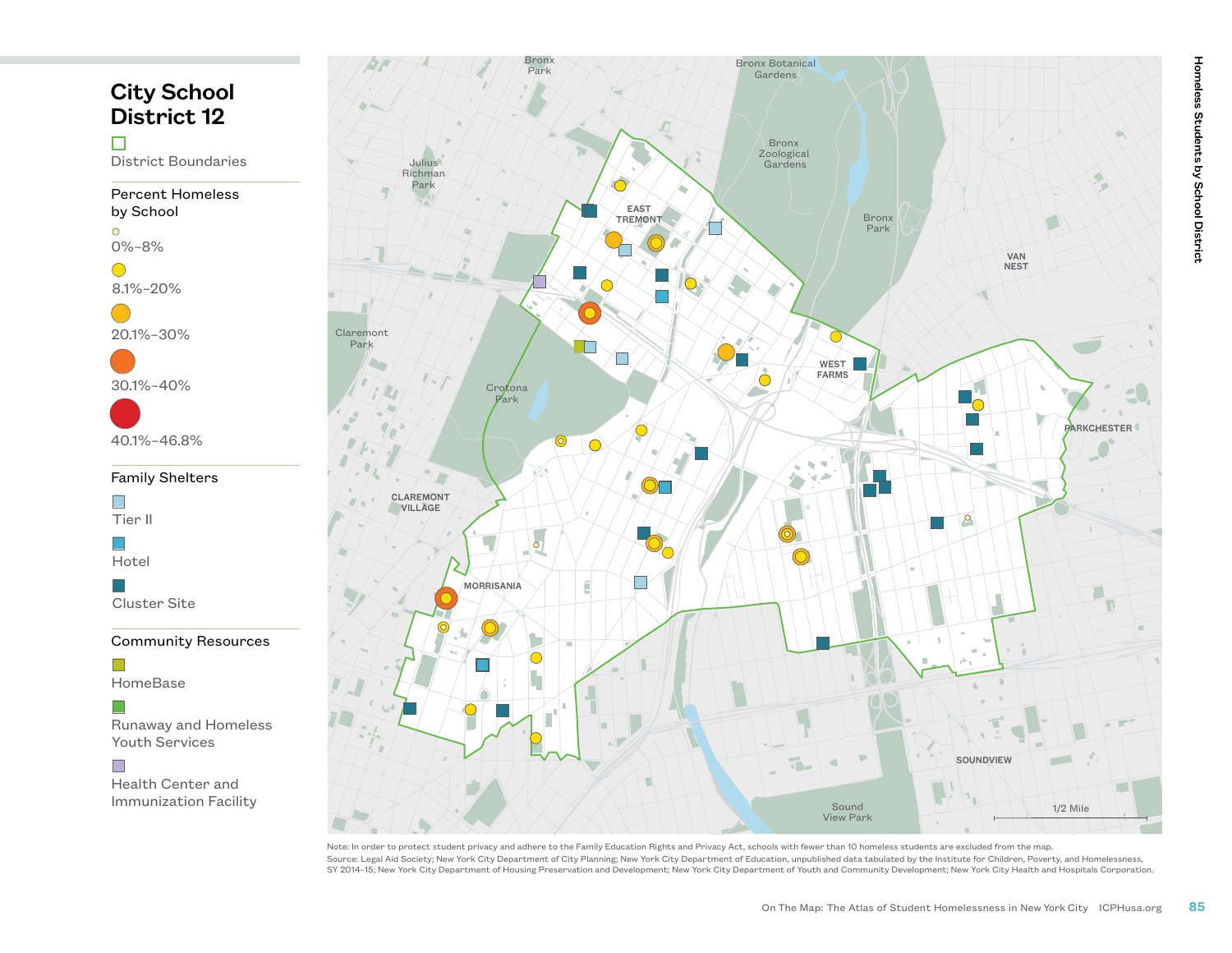# City School District 12

District Boundaries

**Percent Homeless by School**

0%–8%

8.1%–20%

20.1%–30%

30.1%–40%

40.1%–46.8%

**Family Shelters**

Tier II

Hotel

Cluster Site

**Community Resources**

HomeBase

Runaway and Homeless Youth Services

Health Center and Immunization Facility

Bronx Park

Bronx Botanical Gardens

Bronx Zoological Gardens

Julius Richman Park

EAST TREMONT

Bronx Park

VAN NEST

Claremont Park

WEST FARMS

Crotona Park

PARKCHESTER

CLAREMONT VILLAGE

MORRISANIA

SOUNDVIEW

Sound View Park

1/2 Mile

Note: In order to protect student privacy and adhere to the Family Education Rights and Privacy Act, schools with fewer than 10 homeless students are excluded from the map.

Source: Legal Aid Society; New York City Department of City Planning; New York City Department of Education, unpublished data tabulated by the Institute for Children, Poverty, and Homelessness, SY 2014–15; New York City Department of Housing Preservation and Development; New York City Department of Youth and Community Development; New York City Health and Hospitals Corporation.